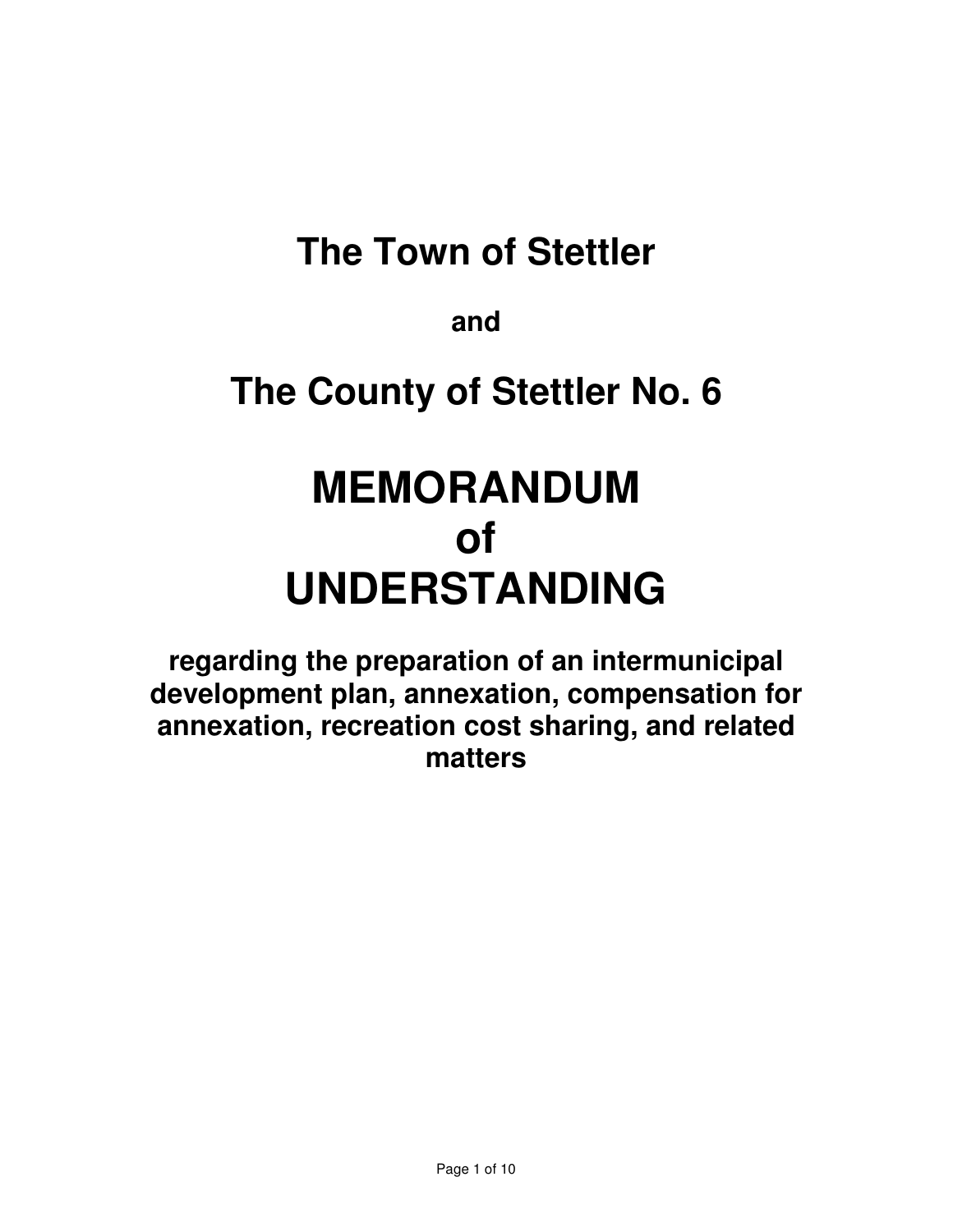# The Town of Stettler

**and**

# The County of Stettler No. 6

# MEMORANDUM of UNDERSTANDING

**regarding the preparation of an intermunicipal development plan, annexation, compensation for annexation, recreation cost sharing, and related matters**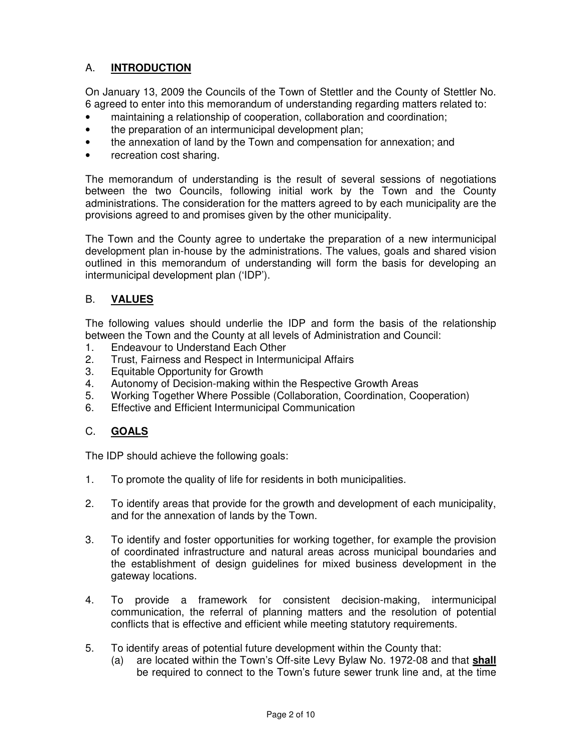## A. **INTRODUCTION**

On January 13, 2009 the Councils of the Town of Stettler and the County of Stettler No. 6 agreed to enter into this memorandum of understanding regarding matters related to:

- maintaining a relationship of cooperation, collaboration and coordination;
- the preparation of an intermunicipal development plan;
- the annexation of land by the Town and compensation for annexation; and
- recreation cost sharing.

The memorandum of understanding is the result of several sessions of negotiations between the two Councils, following initial work by the Town and the County administrations. The consideration for the matters agreed to by each municipality are the provisions agreed to and promises given by the other municipality.

The Town and the County agree to undertake the preparation of a new intermunicipal development plan in-house by the administrations. The values, goals and shared vision outlined in this memorandum of understanding will form the basis for developing an intermunicipal development plan ('IDP').

## B. **VALUES**

The following values should underlie the IDP and form the basis of the relationship between the Town and the County at all levels of Administration and Council:

1. Endeavour to Understand Each Other
2. Trust, Fairness and Respect in Intermunicipal Affairs
3. Equitable Opportunity for Growth
4. Autonomy of Decision-making within the Respective Growth Areas
5. Working Together Where Possible (Collaboration, Coordination, Cooperation)
6. Effective and Efficient Intermunicipal Communication

## C. **GOALS**

The IDP should achieve the following goals:

1. To promote the quality of life for residents in both municipalities.

2. To identify areas that provide for the growth and development of each municipality, and for the annexation of lands by the Town.

3. To identify and foster opportunities for working together, for example the provision of coordinated infrastructure and natural areas across municipal boundaries and the establishment of design guidelines for mixed business development in the gateway locations.

4. To provide a framework for consistent decision-making, intermunicipal communication, the referral of planning matters and the resolution of potential conflicts that is effective and efficient while meeting statutory requirements.

5. To identify areas of potential future development within the County that:
   (a) are located within the Town's Off-site Levy Bylaw No. 1972-08 and that **shall** be required to connect to the Town's future sewer trunk line and, at the time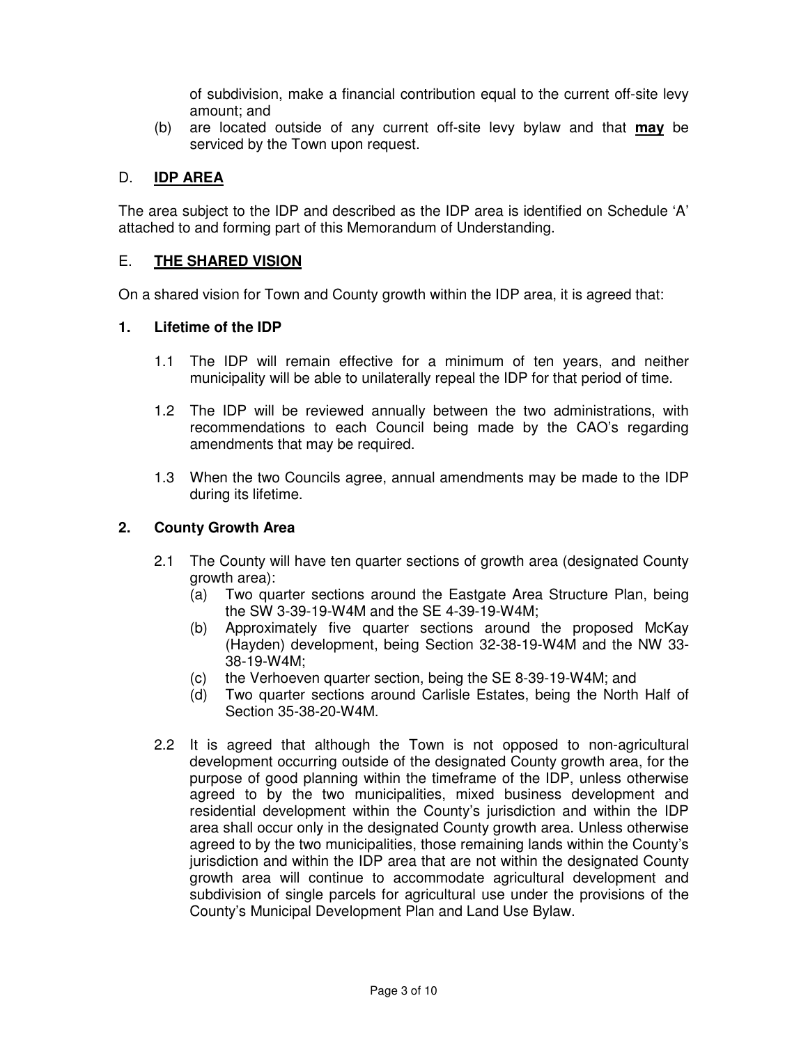of subdivision, make a financial contribution equal to the current off-site levy amount; and

(b) are located outside of any current off-site levy bylaw and that **<u>may</u>** be serviced by the Town upon request.

## D. <u>IDP AREA</u>

The area subject to the IDP and described as the IDP area is identified on Schedule 'A' attached to and forming part of this Memorandum of Understanding.

## E. <u>THE SHARED VISION</u>

On a shared vision for Town and County growth within the IDP area, it is agreed that:

### 1. Lifetime of the IDP

1.1 The IDP will remain effective for a minimum of ten years, and neither municipality will be able to unilaterally repeal the IDP for that period of time.

1.2 The IDP will be reviewed annually between the two administrations, with recommendations to each Council being made by the CAO's regarding amendments that may be required.

1.3 When the two Councils agree, annual amendments may be made to the IDP during its lifetime.

### 2. County Growth Area

2.1 The County will have ten quarter sections of growth area (designated County growth area):

(a) Two quarter sections around the Eastgate Area Structure Plan, being the SW 3-39-19-W4M and the SE 4-39-19-W4M;

(b) Approximately five quarter sections around the proposed McKay (Hayden) development, being Section 32-38-19-W4M and the NW 33-38-19-W4M;

(c) the Verhoeven quarter section, being the SE 8-39-19-W4M; and

(d) Two quarter sections around Carlisle Estates, being the North Half of Section 35-38-20-W4M.

2.2 It is agreed that although the Town is not opposed to non-agricultural development occurring outside of the designated County growth area, for the purpose of good planning within the timeframe of the IDP, unless otherwise agreed to by the two municipalities, mixed business development and residential development within the County's jurisdiction and within the IDP area shall occur only in the designated County growth area. Unless otherwise agreed to by the two municipalities, those remaining lands within the County's jurisdiction and within the IDP area that are not within the designated County growth area will continue to accommodate agricultural development and subdivision of single parcels for agricultural use under the provisions of the County's Municipal Development Plan and Land Use Bylaw.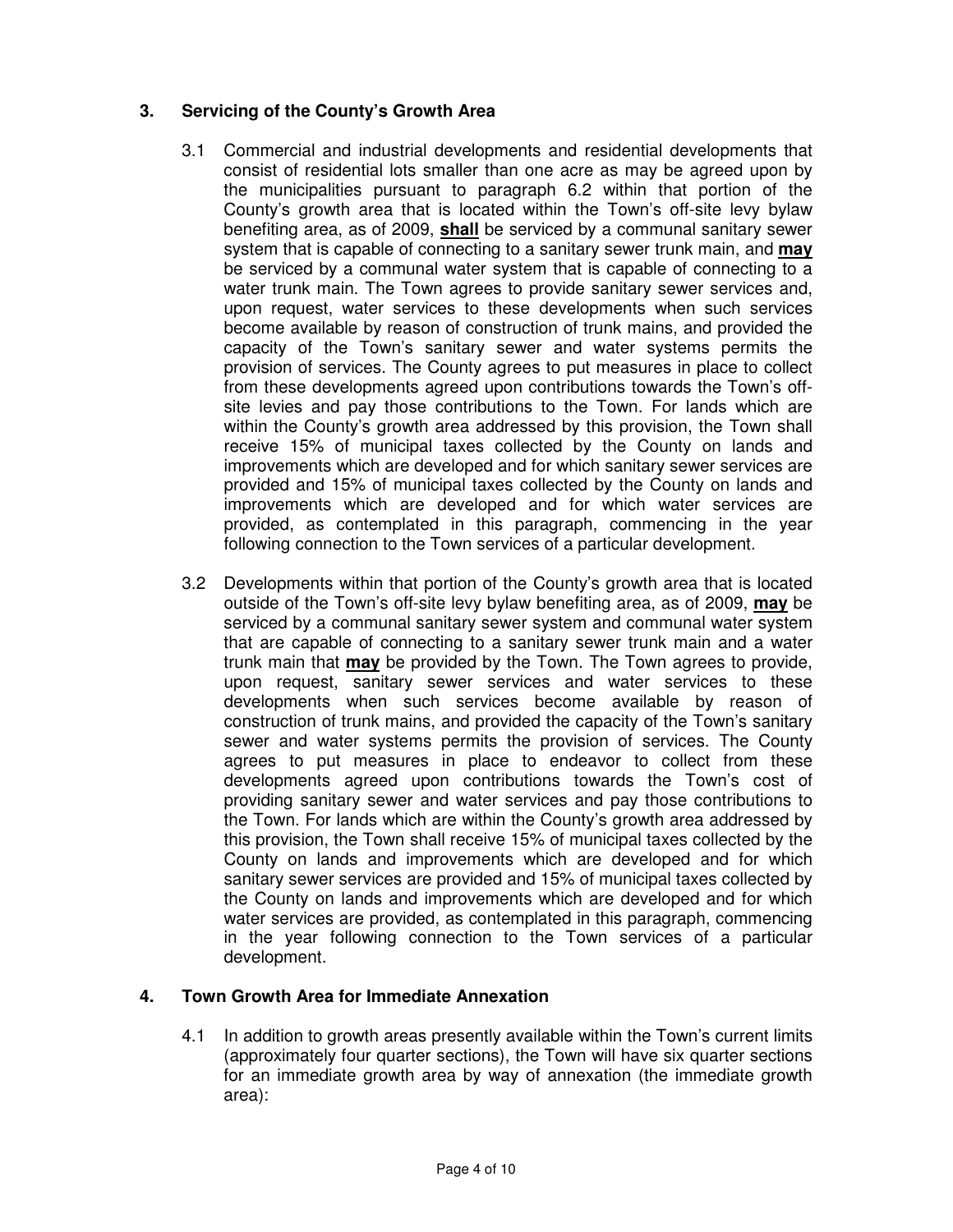## 3. Servicing of the County's Growth Area

3.1 Commercial and industrial developments and residential developments that consist of residential lots smaller than one acre as may be agreed upon by the municipalities pursuant to paragraph 6.2 within that portion of the County's growth area that is located within the Town's off-site levy bylaw benefiting area, as of 2009, **shall** be serviced by a communal sanitary sewer system that is capable of connecting to a sanitary sewer trunk main, and **may** be serviced by a communal water system that is capable of connecting to a water trunk main. The Town agrees to provide sanitary sewer services and, upon request, water services to these developments when such services become available by reason of construction of trunk mains, and provided the capacity of the Town's sanitary sewer and water systems permits the provision of services. The County agrees to put measures in place to collect from these developments agreed upon contributions towards the Town's off-site levies and pay those contributions to the Town. For lands which are within the County's growth area addressed by this provision, the Town shall receive 15% of municipal taxes collected by the County on lands and improvements which are developed and for which sanitary sewer services are provided and 15% of municipal taxes collected by the County on lands and improvements which are developed and for which water services are provided, as contemplated in this paragraph, commencing in the year following connection to the Town services of a particular development.

3.2 Developments within that portion of the County's growth area that is located outside of the Town's off-site levy bylaw benefiting area, as of 2009, **may** be serviced by a communal sanitary sewer system and communal water system that are capable of connecting to a sanitary sewer trunk main and a water trunk main that **may** be provided by the Town. The Town agrees to provide, upon request, sanitary sewer services and water services to these developments when such services become available by reason of construction of trunk mains, and provided the capacity of the Town's sanitary sewer and water systems permits the provision of services. The County agrees to put measures in place to endeavor to collect from these developments agreed upon contributions towards the Town's cost of providing sanitary sewer and water services and pay those contributions to the Town. For lands which are within the County's growth area addressed by this provision, the Town shall receive 15% of municipal taxes collected by the County on lands and improvements which are developed and for which sanitary sewer services are provided and 15% of municipal taxes collected by the County on lands and improvements which are developed and for which water services are provided, as contemplated in this paragraph, commencing in the year following connection to the Town services of a particular development.

## 4. Town Growth Area for Immediate Annexation

4.1 In addition to growth areas presently available within the Town's current limits (approximately four quarter sections), the Town will have six quarter sections for an immediate growth area by way of annexation (the immediate growth area):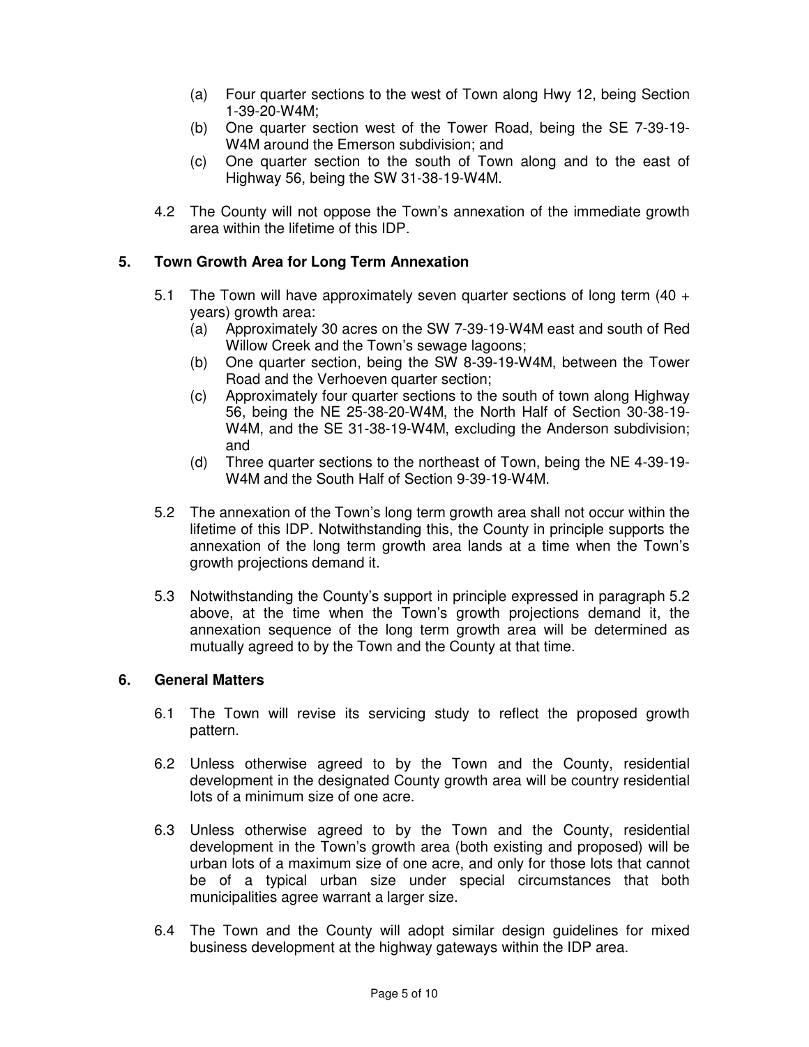(a) Four quarter sections to the west of Town along Hwy 12, being Section 1-39-20-W4M;
(b) One quarter section west of the Tower Road, being the SE 7-39-19-W4M around the Emerson subdivision; and
(c) One quarter section to the south of Town along and to the east of Highway 56, being the SW 31-38-19-W4M.

4.2 The County will not oppose the Town's annexation of the immediate growth area within the lifetime of this IDP.

## 5. Town Growth Area for Long Term Annexation

5.1 The Town will have approximately seven quarter sections of long term (40 + years) growth area:
(a) Approximately 30 acres on the SW 7-39-19-W4M east and south of Red Willow Creek and the Town's sewage lagoons;
(b) One quarter section, being the SW 8-39-19-W4M, between the Tower Road and the Verhoeven quarter section;
(c) Approximately four quarter sections to the south of town along Highway 56, being the NE 25-38-20-W4M, the North Half of Section 30-38-19-W4M, and the SE 31-38-19-W4M, excluding the Anderson subdivision; and
(d) Three quarter sections to the northeast of Town, being the NE 4-39-19-W4M and the South Half of Section 9-39-19-W4M.

5.2 The annexation of the Town's long term growth area shall not occur within the lifetime of this IDP. Notwithstanding this, the County in principle supports the annexation of the long term growth area lands at a time when the Town's growth projections demand it.

5.3 Notwithstanding the County's support in principle expressed in paragraph 5.2 above, at the time when the Town's growth projections demand it, the annexation sequence of the long term growth area will be determined as mutually agreed to by the Town and the County at that time.

## 6. General Matters

6.1 The Town will revise its servicing study to reflect the proposed growth pattern.

6.2 Unless otherwise agreed to by the Town and the County, residential development in the designated County growth area will be country residential lots of a minimum size of one acre.

6.3 Unless otherwise agreed to by the Town and the County, residential development in the Town's growth area (both existing and proposed) will be urban lots of a maximum size of one acre, and only for those lots that cannot be of a typical urban size under special circumstances that both municipalities agree warrant a larger size.

6.4 The Town and the County will adopt similar design guidelines for mixed business development at the highway gateways within the IDP area.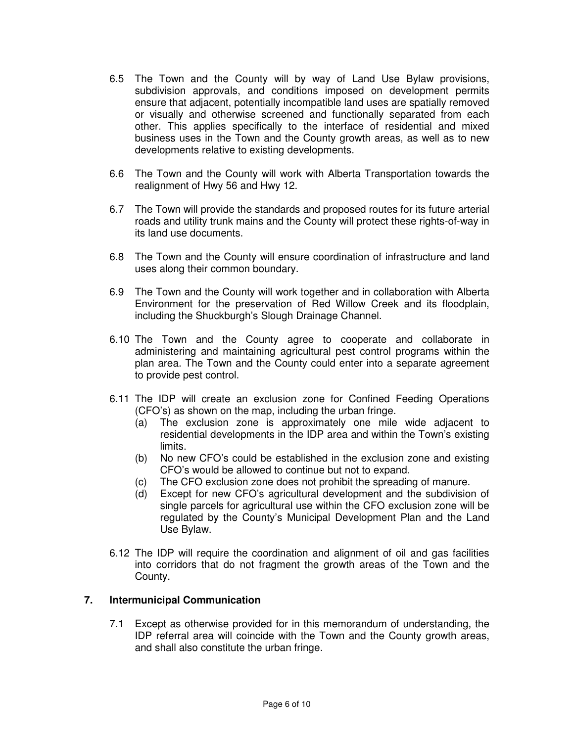6.5 The Town and the County will by way of Land Use Bylaw provisions, subdivision approvals, and conditions imposed on development permits ensure that adjacent, potentially incompatible land uses are spatially removed or visually and otherwise screened and functionally separated from each other. This applies specifically to the interface of residential and mixed business uses in the Town and the County growth areas, as well as to new developments relative to existing developments.

6.6 The Town and the County will work with Alberta Transportation towards the realignment of Hwy 56 and Hwy 12.

6.7 The Town will provide the standards and proposed routes for its future arterial roads and utility trunk mains and the County will protect these rights-of-way in its land use documents.

6.8 The Town and the County will ensure coordination of infrastructure and land uses along their common boundary.

6.9 The Town and the County will work together and in collaboration with Alberta Environment for the preservation of Red Willow Creek and its floodplain, including the Shuckburgh's Slough Drainage Channel.

6.10 The Town and the County agree to cooperate and collaborate in administering and maintaining agricultural pest control programs within the plan area. The Town and the County could enter into a separate agreement to provide pest control.

6.11 The IDP will create an exclusion zone for Confined Feeding Operations (CFO's) as shown on the map, including the urban fringe.

- (a) The exclusion zone is approximately one mile wide adjacent to residential developments in the IDP area and within the Town's existing limits.
- (b) No new CFO's could be established in the exclusion zone and existing CFO's would be allowed to continue but not to expand.
- (c) The CFO exclusion zone does not prohibit the spreading of manure.
- (d) Except for new CFO's agricultural development and the subdivision of single parcels for agricultural use within the CFO exclusion zone will be regulated by the County's Municipal Development Plan and the Land Use Bylaw.

6.12 The IDP will require the coordination and alignment of oil and gas facilities into corridors that do not fragment the growth areas of the Town and the County.

## 7. Intermunicipal Communication

7.1 Except as otherwise provided for in this memorandum of understanding, the IDP referral area will coincide with the Town and the County growth areas, and shall also constitute the urban fringe.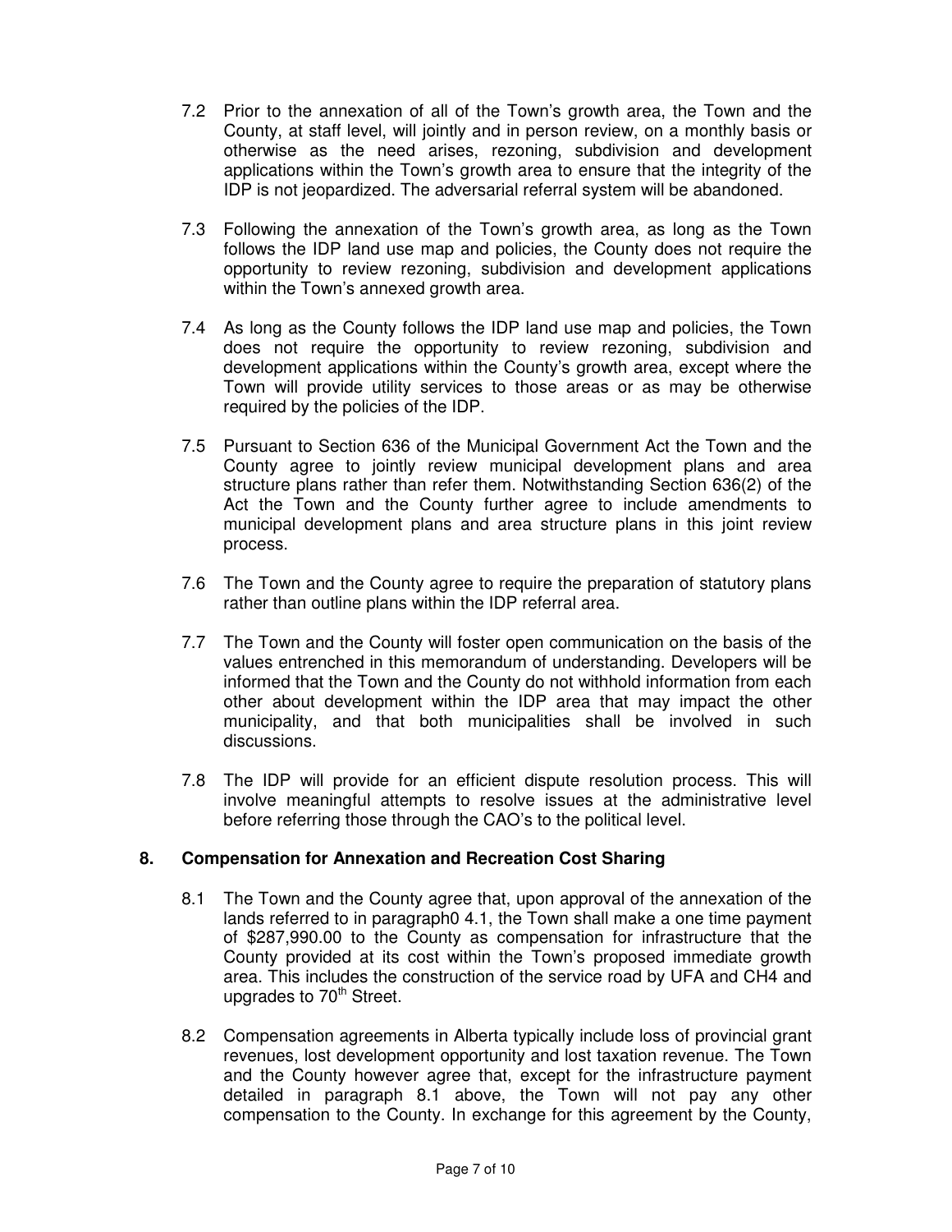7.2 Prior to the annexation of all of the Town's growth area, the Town and the County, at staff level, will jointly and in person review, on a monthly basis or otherwise as the need arises, rezoning, subdivision and development applications within the Town's growth area to ensure that the integrity of the IDP is not jeopardized. The adversarial referral system will be abandoned.

7.3 Following the annexation of the Town's growth area, as long as the Town follows the IDP land use map and policies, the County does not require the opportunity to review rezoning, subdivision and development applications within the Town's annexed growth area.

7.4 As long as the County follows the IDP land use map and policies, the Town does not require the opportunity to review rezoning, subdivision and development applications within the County's growth area, except where the Town will provide utility services to those areas or as may be otherwise required by the policies of the IDP.

7.5 Pursuant to Section 636 of the Municipal Government Act the Town and the County agree to jointly review municipal development plans and area structure plans rather than refer them. Notwithstanding Section 636(2) of the Act the Town and the County further agree to include amendments to municipal development plans and area structure plans in this joint review process.

7.6 The Town and the County agree to require the preparation of statutory plans rather than outline plans within the IDP referral area.

7.7 The Town and the County will foster open communication on the basis of the values entrenched in this memorandum of understanding. Developers will be informed that the Town and the County do not withhold information from each other about development within the IDP area that may impact the other municipality, and that both municipalities shall be involved in such discussions.

7.8 The IDP will provide for an efficient dispute resolution process. This will involve meaningful attempts to resolve issues at the administrative level before referring those through the CAO's to the political level.

## 8. Compensation for Annexation and Recreation Cost Sharing

8.1 The Town and the County agree that, upon approval of the annexation of the lands referred to in paragraph0 4.1, the Town shall make a one time payment of $287,990.00 to the County as compensation for infrastructure that the County provided at its cost within the Town's proposed immediate growth area. This includes the construction of the service road by UFA and CH4 and upgrades to 70th Street.

8.2 Compensation agreements in Alberta typically include loss of provincial grant revenues, lost development opportunity and lost taxation revenue. The Town and the County however agree that, except for the infrastructure payment detailed in paragraph 8.1 above, the Town will not pay any other compensation to the County. In exchange for this agreement by the County,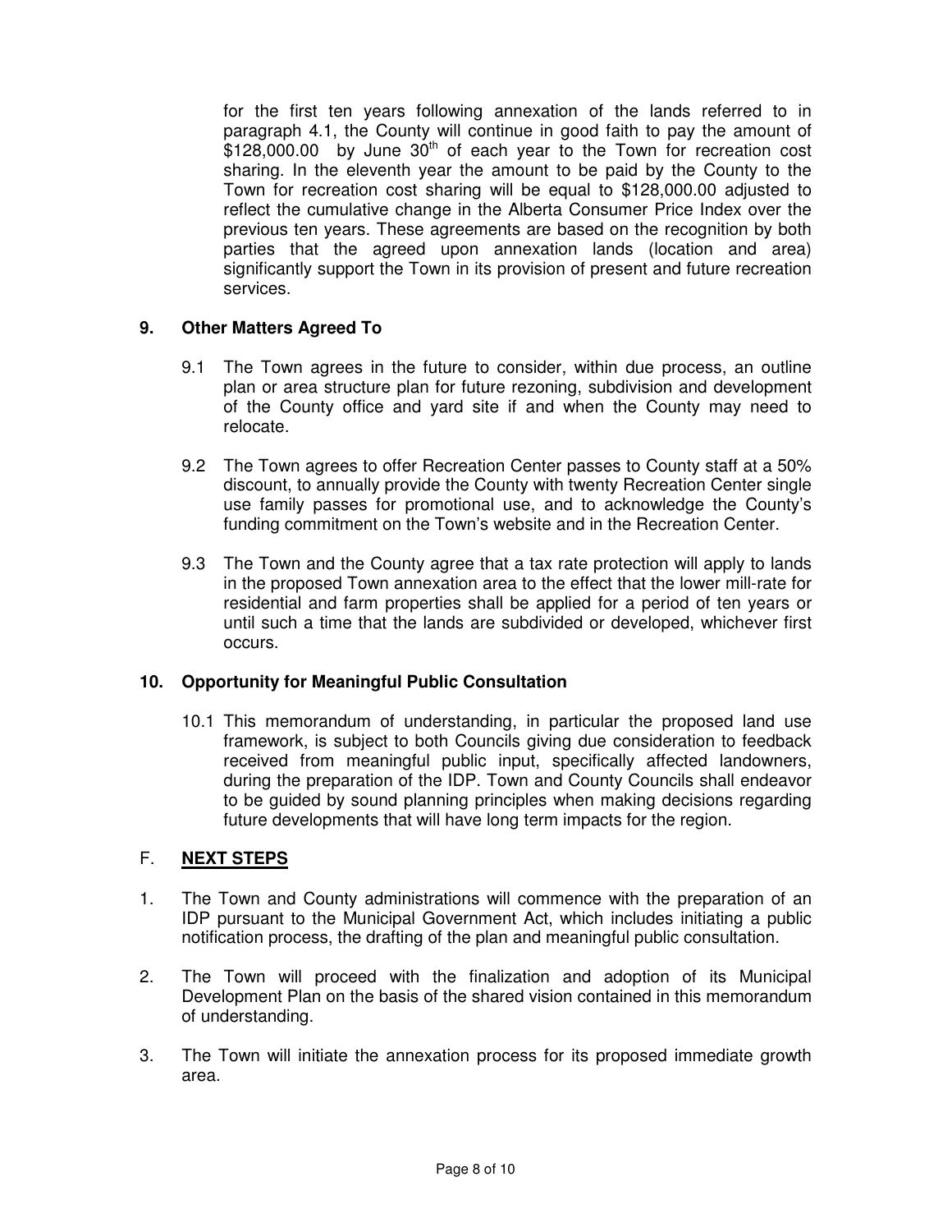for the first ten years following annexation of the lands referred to in paragraph 4.1, the County will continue in good faith to pay the amount of $128,000.00 by June 30th of each year to the Town for recreation cost sharing. In the eleventh year the amount to be paid by the County to the Town for recreation cost sharing will be equal to $128,000.00 adjusted to reflect the cumulative change in the Alberta Consumer Price Index over the previous ten years. These agreements are based on the recognition by both parties that the agreed upon annexation lands (location and area) significantly support the Town in its provision of present and future recreation services.

### 9. Other Matters Agreed To

9.1 The Town agrees in the future to consider, within due process, an outline plan or area structure plan for future rezoning, subdivision and development of the County office and yard site if and when the County may need to relocate.

9.2 The Town agrees to offer Recreation Center passes to County staff at a 50% discount, to annually provide the County with twenty Recreation Center single use family passes for promotional use, and to acknowledge the County's funding commitment on the Town's website and in the Recreation Center.

9.3 The Town and the County agree that a tax rate protection will apply to lands in the proposed Town annexation area to the effect that the lower mill-rate for residential and farm properties shall be applied for a period of ten years or until such a time that the lands are subdivided or developed, whichever first occurs.

### 10. Opportunity for Meaningful Public Consultation

10.1 This memorandum of understanding, in particular the proposed land use framework, is subject to both Councils giving due consideration to feedback received from meaningful public input, specifically affected landowners, during the preparation of the IDP. Town and County Councils shall endeavor to be guided by sound planning principles when making decisions regarding future developments that will have long term impacts for the region.

## F. NEXT STEPS

1. The Town and County administrations will commence with the preparation of an IDP pursuant to the Municipal Government Act, which includes initiating a public notification process, the drafting of the plan and meaningful public consultation.

2. The Town will proceed with the finalization and adoption of its Municipal Development Plan on the basis of the shared vision contained in this memorandum of understanding.

3. The Town will initiate the annexation process for its proposed immediate growth area.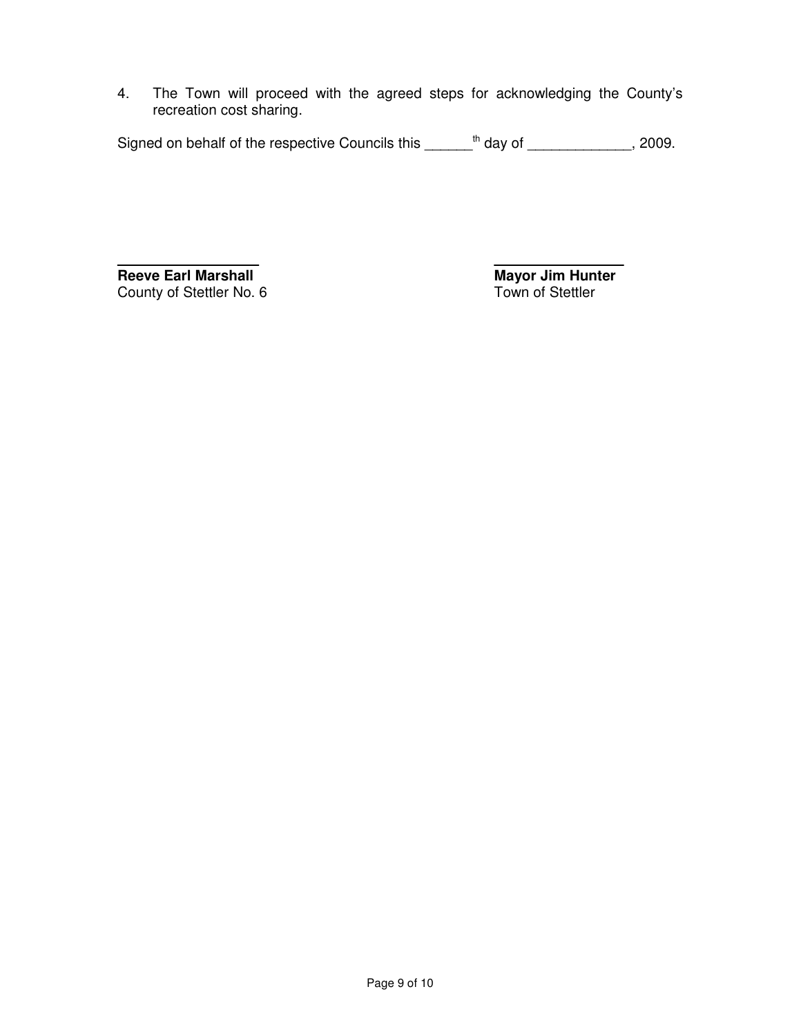4. The Town will proceed with the agreed steps for acknowledging the County's recreation cost sharing.

Signed on behalf of the respective Councils this ______th day of _____________, 2009.

| | |
|---|---|
| _________________ | _________________ |
| **Reeve Earl Marshall** | **Mayor Jim Hunter** |
| County of Stettler No. 6 | Town of Stettler |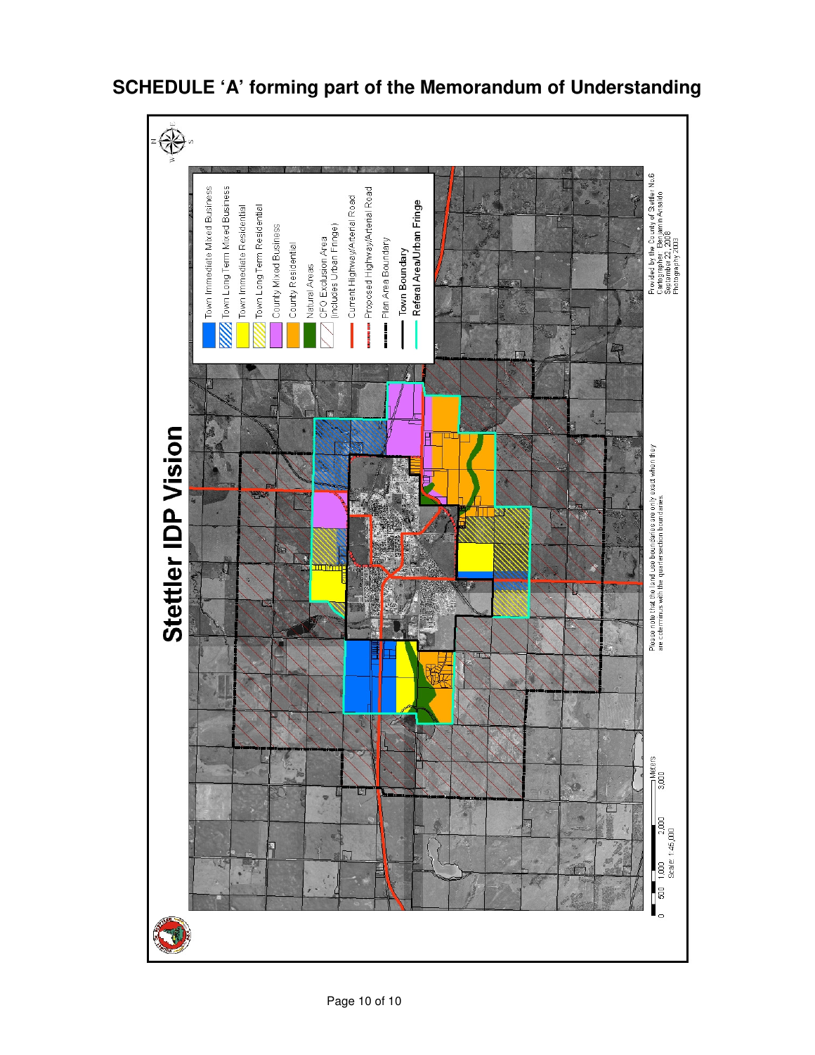# SCHEDULE 'A' forming part of the Memorandum of Understanding

Stettler IDP Vision

Town Immediate Mixed Business
Town Long Term Mixed Business
Town Immediate Residential
Town Long Term Residential
County Mixed Business
County Residential
Natural Areas
CFO Exclusion Area (includes Urban Fringe)
Current Highway/Arterial Road
Proposed Highway/Arterial Road
Plan Area Boundary
Town Boundary
Referal Area/Urban Fringe

Provided by the County of Stettler No.6
Cartographer: Benjamin Arisaldo
September 22, 2008
Photography 2003

Please note that the land use boundaries are only exact when they are coterminus with the quartersection boundaries.

0 500 1,000 2,000 3,000 Meters
Scale: 1:45,000